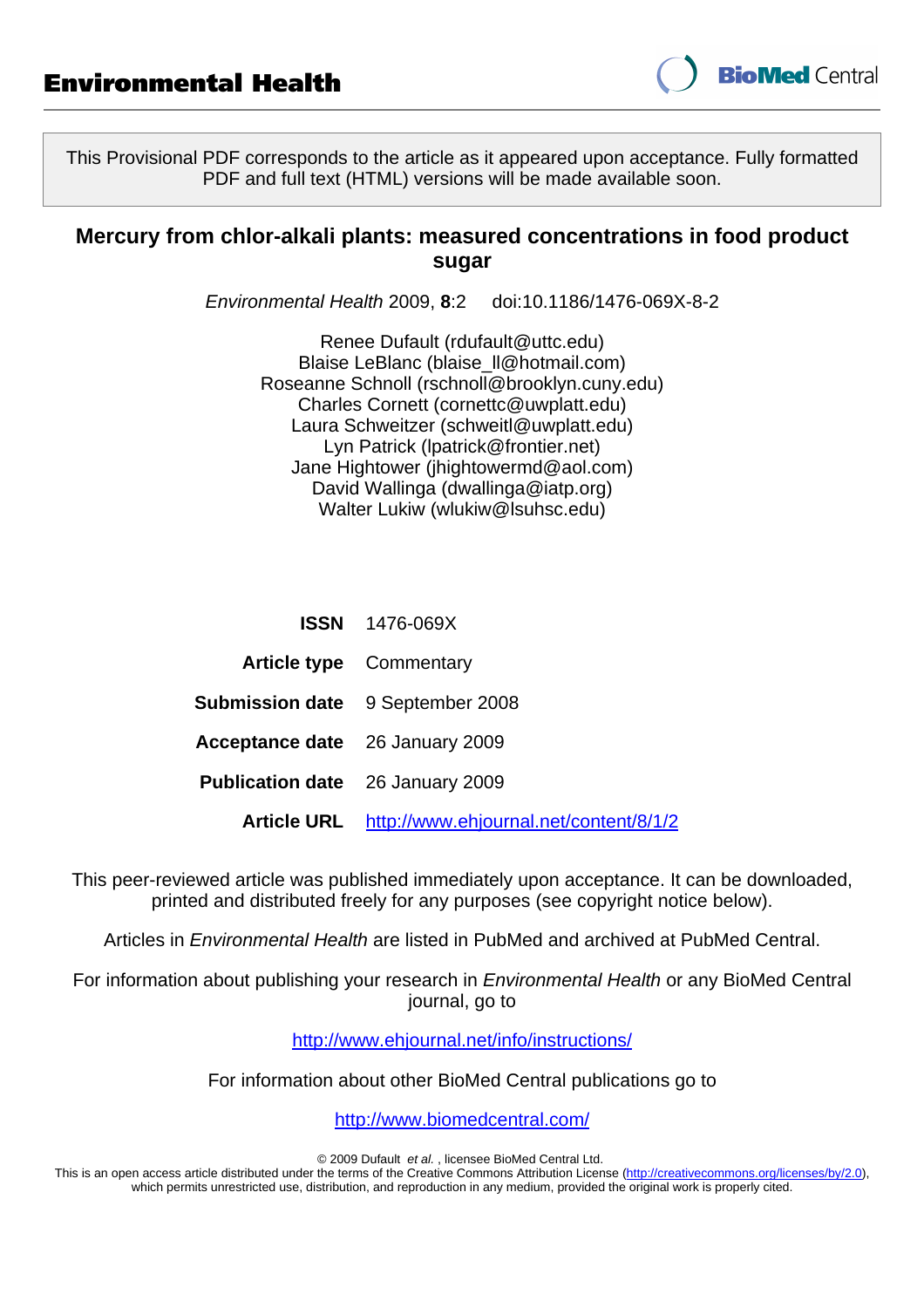# Environmental Health

BioMed Central

This Provisional PDF corresponds to the article as it appeared upon acceptance. Fully formatted PDF and full text (HTML) versions will be made available soon.

## Mercury from chlor-alkali plants: measured concentrations in food product sugar

*Environmental Health* 2009, **8**:2 doi:10.1186/1476-069X-8-2

Renee Dufault (rdufault@uttc.edu)
Blaise LeBlanc (blaise_ll@hotmail.com)
Roseanne Schnoll (rschnoll@brooklyn.cuny.edu)
Charles Cornett (cornettc@uwplatt.edu)
Laura Schweitzer (schweitl@uwplatt.edu)
Lyn Patrick (lpatrick@frontier.net)
Jane Hightower (jhightowermd@aol.com)
David Wallinga (dwallinga@iatp.org)
Walter Lukiw (wlukiw@lsuhsc.edu)

**ISSN** 1476-069X

**Article type** Commentary

**Submission date** 9 September 2008

**Acceptance date** 26 January 2009

**Publication date** 26 January 2009

**Article URL** http://www.ehjournal.net/content/8/1/2

This peer-reviewed article was published immediately upon acceptance. It can be downloaded, printed and distributed freely for any purposes (see copyright notice below).

Articles in *Environmental Health* are listed in PubMed and archived at PubMed Central.

For information about publishing your research in *Environmental Health* or any BioMed Central journal, go to

http://www.ehjournal.net/info/instructions/

For information about other BioMed Central publications go to

http://www.biomedcentral.com/

© 2009 Dufault *et al.* , licensee BioMed Central Ltd.
This is an open access article distributed under the terms of the Creative Commons Attribution License (http://creativecommons.org/licenses/by/2.0), which permits unrestricted use, distribution, and reproduction in any medium, provided the original work is properly cited.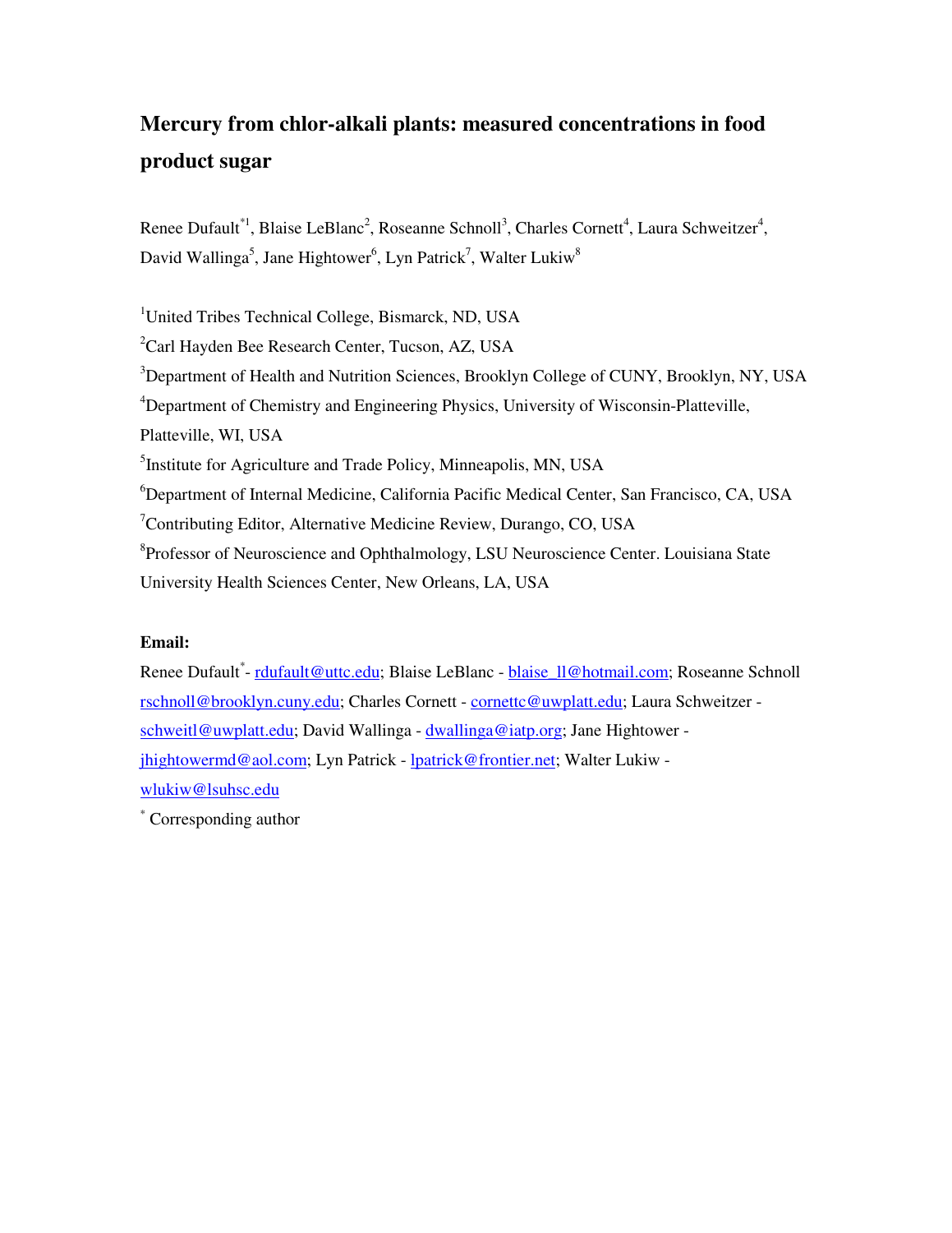# Mercury from chlor-alkali plants: measured concentrations in food product sugar

Renee Dufault[*1], Blaise LeBlanc[2], Roseanne Schnoll[3], Charles Cornett[4], Laura Schweitzer[4], David Wallinga[5], Jane Hightower[6], Lyn Patrick[7], Walter Lukiw[8]

[1]United Tribes Technical College, Bismarck, ND, USA

[2]Carl Hayden Bee Research Center, Tucson, AZ, USA

[3]Department of Health and Nutrition Sciences, Brooklyn College of CUNY, Brooklyn, NY, USA

[4]Department of Chemistry and Engineering Physics, University of Wisconsin-Platteville, Platteville, WI, USA

[5]Institute for Agriculture and Trade Policy, Minneapolis, MN, USA

[6]Department of Internal Medicine, California Pacific Medical Center, San Francisco, CA, USA

[7]Contributing Editor, Alternative Medicine Review, Durango, CO, USA

[8]Professor of Neuroscience and Ophthalmology, LSU Neuroscience Center. Louisiana State University Health Sciences Center, New Orleans, LA, USA

**Email:**

Renee Dufault[*]- rdufault@uttc.edu; Blaise LeBlanc - blaise_ll@hotmail.com; Roseanne Schnoll rschnoll@brooklyn.cuny.edu; Charles Cornett - cornettc@uwplatt.edu; Laura Schweitzer - schweitl@uwplatt.edu; David Wallinga - dwallinga@iatp.org; Jane Hightower - jhightowermd@aol.com; Lyn Patrick - lpatrick@frontier.net; Walter Lukiw - wlukiw@lsuhsc.edu

[*] Corresponding author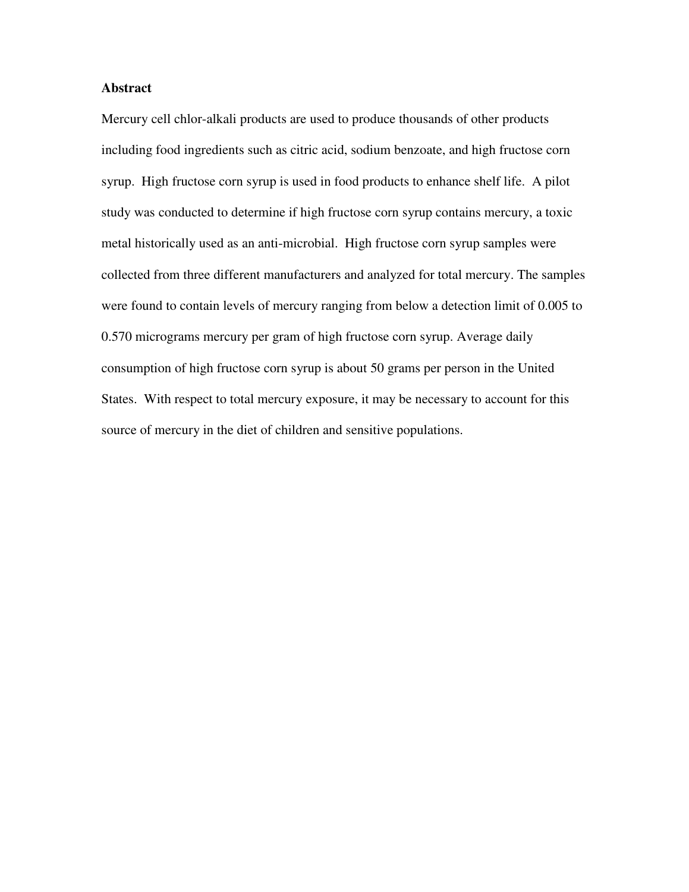## Abstract

Mercury cell chlor-alkali products are used to produce thousands of other products including food ingredients such as citric acid, sodium benzoate, and high fructose corn syrup. High fructose corn syrup is used in food products to enhance shelf life. A pilot study was conducted to determine if high fructose corn syrup contains mercury, a toxic metal historically used as an anti-microbial. High fructose corn syrup samples were collected from three different manufacturers and analyzed for total mercury. The samples were found to contain levels of mercury ranging from below a detection limit of 0.005 to 0.570 micrograms mercury per gram of high fructose corn syrup. Average daily consumption of high fructose corn syrup is about 50 grams per person in the United States. With respect to total mercury exposure, it may be necessary to account for this source of mercury in the diet of children and sensitive populations.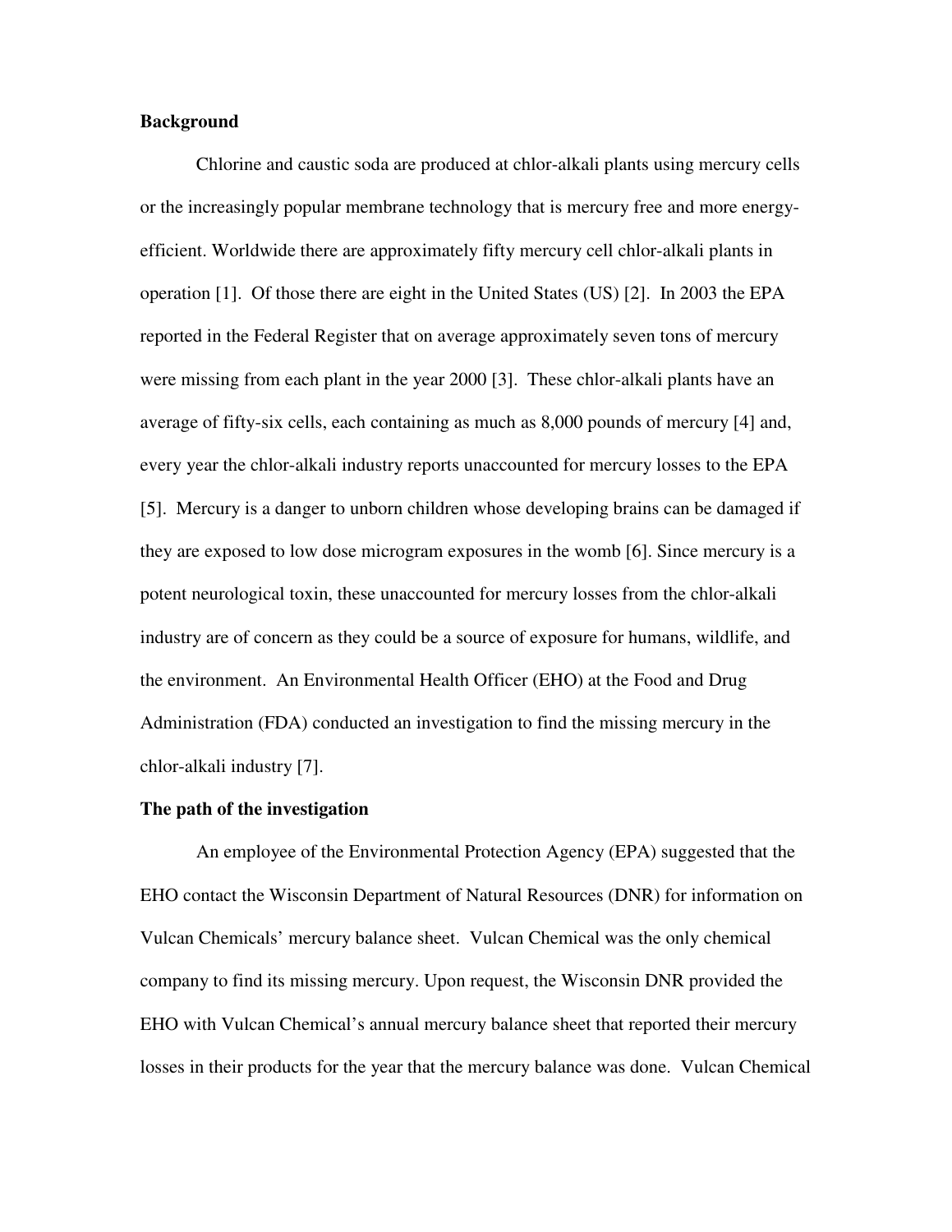**Background**

Chlorine and caustic soda are produced at chlor-alkali plants using mercury cells or the increasingly popular membrane technology that is mercury free and more energy-efficient. Worldwide there are approximately fifty mercury cell chlor-alkali plants in operation [1]. Of those there are eight in the United States (US) [2]. In 2003 the EPA reported in the Federal Register that on average approximately seven tons of mercury were missing from each plant in the year 2000 [3]. These chlor-alkali plants have an average of fifty-six cells, each containing as much as 8,000 pounds of mercury [4] and, every year the chlor-alkali industry reports unaccounted for mercury losses to the EPA [5]. Mercury is a danger to unborn children whose developing brains can be damaged if they are exposed to low dose microgram exposures in the womb [6]. Since mercury is a potent neurological toxin, these unaccounted for mercury losses from the chlor-alkali industry are of concern as they could be a source of exposure for humans, wildlife, and the environment. An Environmental Health Officer (EHO) at the Food and Drug Administration (FDA) conducted an investigation to find the missing mercury in the chlor-alkali industry [7].

**The path of the investigation**

An employee of the Environmental Protection Agency (EPA) suggested that the EHO contact the Wisconsin Department of Natural Resources (DNR) for information on Vulcan Chemicals' mercury balance sheet. Vulcan Chemical was the only chemical company to find its missing mercury. Upon request, the Wisconsin DNR provided the EHO with Vulcan Chemical's annual mercury balance sheet that reported their mercury losses in their products for the year that the mercury balance was done. Vulcan Chemical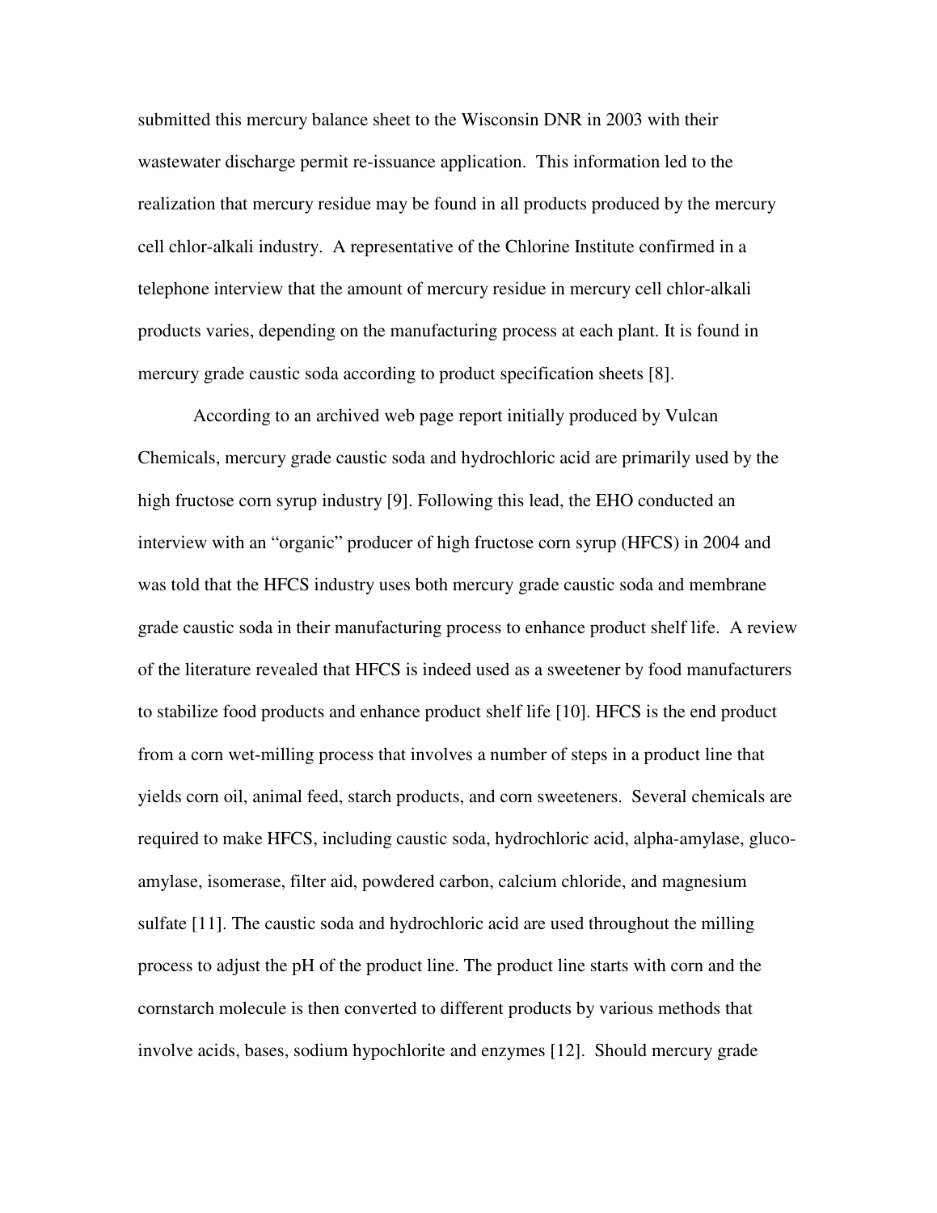submitted this mercury balance sheet to the Wisconsin DNR in 2003 with their wastewater discharge permit re-issuance application. This information led to the realization that mercury residue may be found in all products produced by the mercury cell chlor-alkali industry. A representative of the Chlorine Institute confirmed in a telephone interview that the amount of mercury residue in mercury cell chlor-alkali products varies, depending on the manufacturing process at each plant. It is found in mercury grade caustic soda according to product specification sheets [8].

According to an archived web page report initially produced by Vulcan Chemicals, mercury grade caustic soda and hydrochloric acid are primarily used by the high fructose corn syrup industry [9]. Following this lead, the EHO conducted an interview with an "organic" producer of high fructose corn syrup (HFCS) in 2004 and was told that the HFCS industry uses both mercury grade caustic soda and membrane grade caustic soda in their manufacturing process to enhance product shelf life. A review of the literature revealed that HFCS is indeed used as a sweetener by food manufacturers to stabilize food products and enhance product shelf life [10]. HFCS is the end product from a corn wet-milling process that involves a number of steps in a product line that yields corn oil, animal feed, starch products, and corn sweeteners. Several chemicals are required to make HFCS, including caustic soda, hydrochloric acid, alpha-amylase, gluco-amylase, isomerase, filter aid, powdered carbon, calcium chloride, and magnesium sulfate [11]. The caustic soda and hydrochloric acid are used throughout the milling process to adjust the pH of the product line. The product line starts with corn and the cornstarch molecule is then converted to different products by various methods that involve acids, bases, sodium hypochlorite and enzymes [12]. Should mercury grade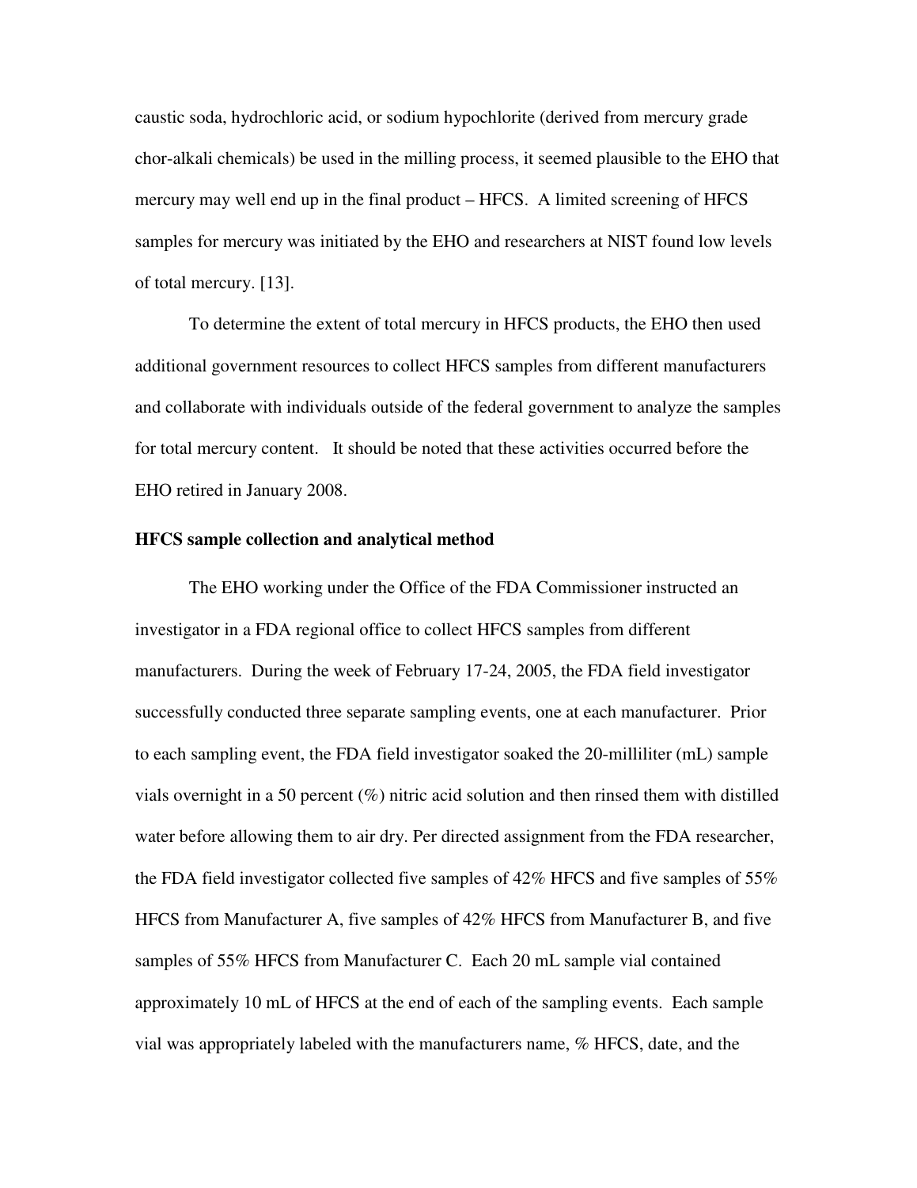caustic soda, hydrochloric acid, or sodium hypochlorite (derived from mercury grade chor-alkali chemicals) be used in the milling process, it seemed plausible to the EHO that mercury may well end up in the final product – HFCS. A limited screening of HFCS samples for mercury was initiated by the EHO and researchers at NIST found low levels of total mercury. [13].

To determine the extent of total mercury in HFCS products, the EHO then used additional government resources to collect HFCS samples from different manufacturers and collaborate with individuals outside of the federal government to analyze the samples for total mercury content. It should be noted that these activities occurred before the EHO retired in January 2008.

**HFCS sample collection and analytical method**

The EHO working under the Office of the FDA Commissioner instructed an investigator in a FDA regional office to collect HFCS samples from different manufacturers. During the week of February 17-24, 2005, the FDA field investigator successfully conducted three separate sampling events, one at each manufacturer. Prior to each sampling event, the FDA field investigator soaked the 20-milliliter (mL) sample vials overnight in a 50 percent (%) nitric acid solution and then rinsed them with distilled water before allowing them to air dry. Per directed assignment from the FDA researcher, the FDA field investigator collected five samples of 42% HFCS and five samples of 55% HFCS from Manufacturer A, five samples of 42% HFCS from Manufacturer B, and five samples of 55% HFCS from Manufacturer C. Each 20 mL sample vial contained approximately 10 mL of HFCS at the end of each of the sampling events. Each sample vial was appropriately labeled with the manufacturers name, % HFCS, date, and the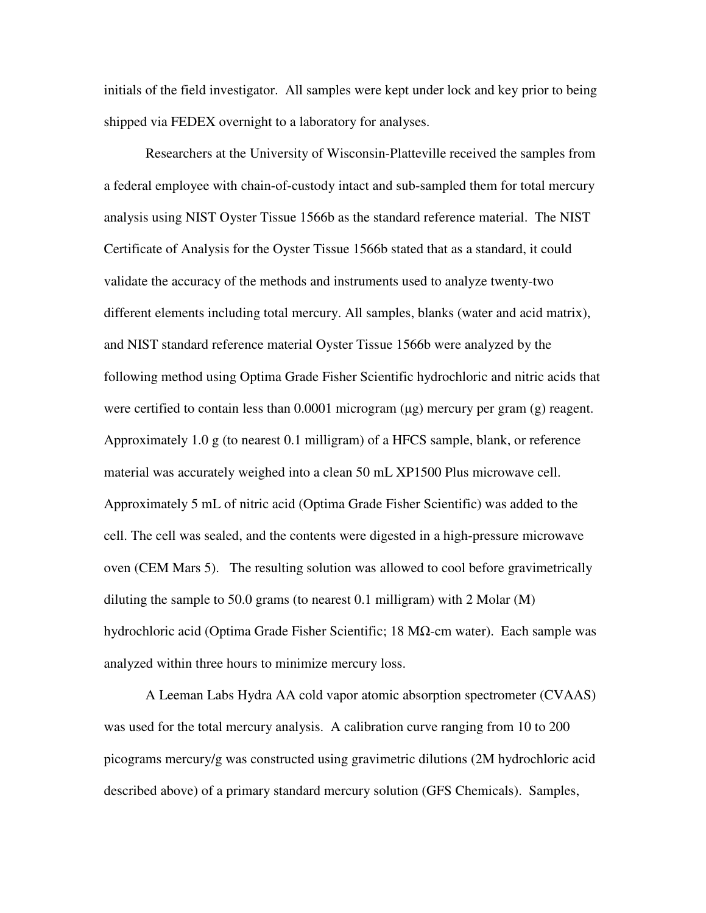initials of the field investigator. All samples were kept under lock and key prior to being shipped via FEDEX overnight to a laboratory for analyses.

Researchers at the University of Wisconsin-Platteville received the samples from a federal employee with chain-of-custody intact and sub-sampled them for total mercury analysis using NIST Oyster Tissue 1566b as the standard reference material. The NIST Certificate of Analysis for the Oyster Tissue 1566b stated that as a standard, it could validate the accuracy of the methods and instruments used to analyze twenty-two different elements including total mercury. All samples, blanks (water and acid matrix), and NIST standard reference material Oyster Tissue 1566b were analyzed by the following method using Optima Grade Fisher Scientific hydrochloric and nitric acids that were certified to contain less than 0.0001 microgram (μg) mercury per gram (g) reagent. Approximately 1.0 g (to nearest 0.1 milligram) of a HFCS sample, blank, or reference material was accurately weighed into a clean 50 mL XP1500 Plus microwave cell. Approximately 5 mL of nitric acid (Optima Grade Fisher Scientific) was added to the cell. The cell was sealed, and the contents were digested in a high-pressure microwave oven (CEM Mars 5). The resulting solution was allowed to cool before gravimetrically diluting the sample to 50.0 grams (to nearest 0.1 milligram) with 2 Molar (M) hydrochloric acid (Optima Grade Fisher Scientific; 18 MΩ-cm water). Each sample was analyzed within three hours to minimize mercury loss.

A Leeman Labs Hydra AA cold vapor atomic absorption spectrometer (CVAAS) was used for the total mercury analysis. A calibration curve ranging from 10 to 200 picograms mercury/g was constructed using gravimetric dilutions (2M hydrochloric acid described above) of a primary standard mercury solution (GFS Chemicals). Samples,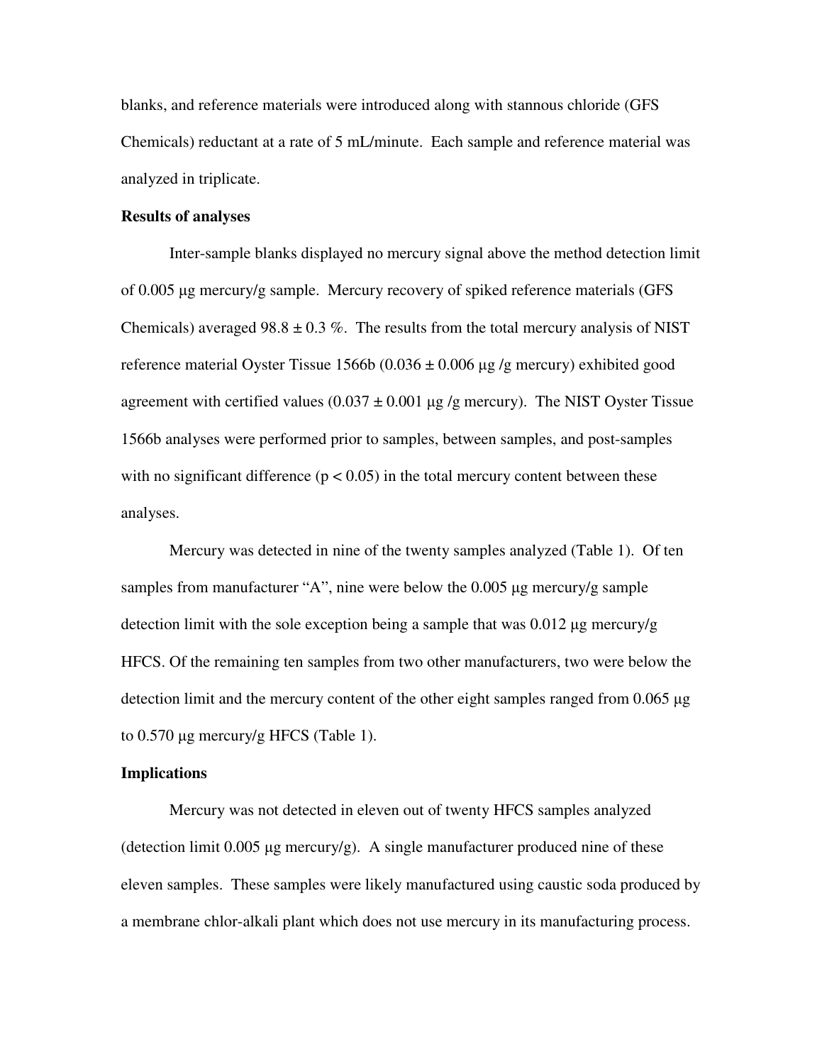blanks, and reference materials were introduced along with stannous chloride (GFS Chemicals) reductant at a rate of 5 mL/minute. Each sample and reference material was analyzed in triplicate.

**Results of analyses**

Inter-sample blanks displayed no mercury signal above the method detection limit of 0.005 µg mercury/g sample. Mercury recovery of spiked reference materials (GFS Chemicals) averaged 98.8 ± 0.3 %. The results from the total mercury analysis of NIST reference material Oyster Tissue 1566b (0.036 ± 0.006 µg /g mercury) exhibited good agreement with certified values (0.037 ± 0.001 µg /g mercury). The NIST Oyster Tissue 1566b analyses were performed prior to samples, between samples, and post-samples with no significant difference ($p < 0.05$) in the total mercury content between these analyses.

Mercury was detected in nine of the twenty samples analyzed (Table 1). Of ten samples from manufacturer "A", nine were below the 0.005 µg mercury/g sample detection limit with the sole exception being a sample that was 0.012 µg mercury/g HFCS. Of the remaining ten samples from two other manufacturers, two were below the detection limit and the mercury content of the other eight samples ranged from 0.065 µg to 0.570 µg mercury/g HFCS (Table 1).

**Implications**

Mercury was not detected in eleven out of twenty HFCS samples analyzed (detection limit 0.005 µg mercury/g). A single manufacturer produced nine of these eleven samples. These samples were likely manufactured using caustic soda produced by a membrane chlor-alkali plant which does not use mercury in its manufacturing process.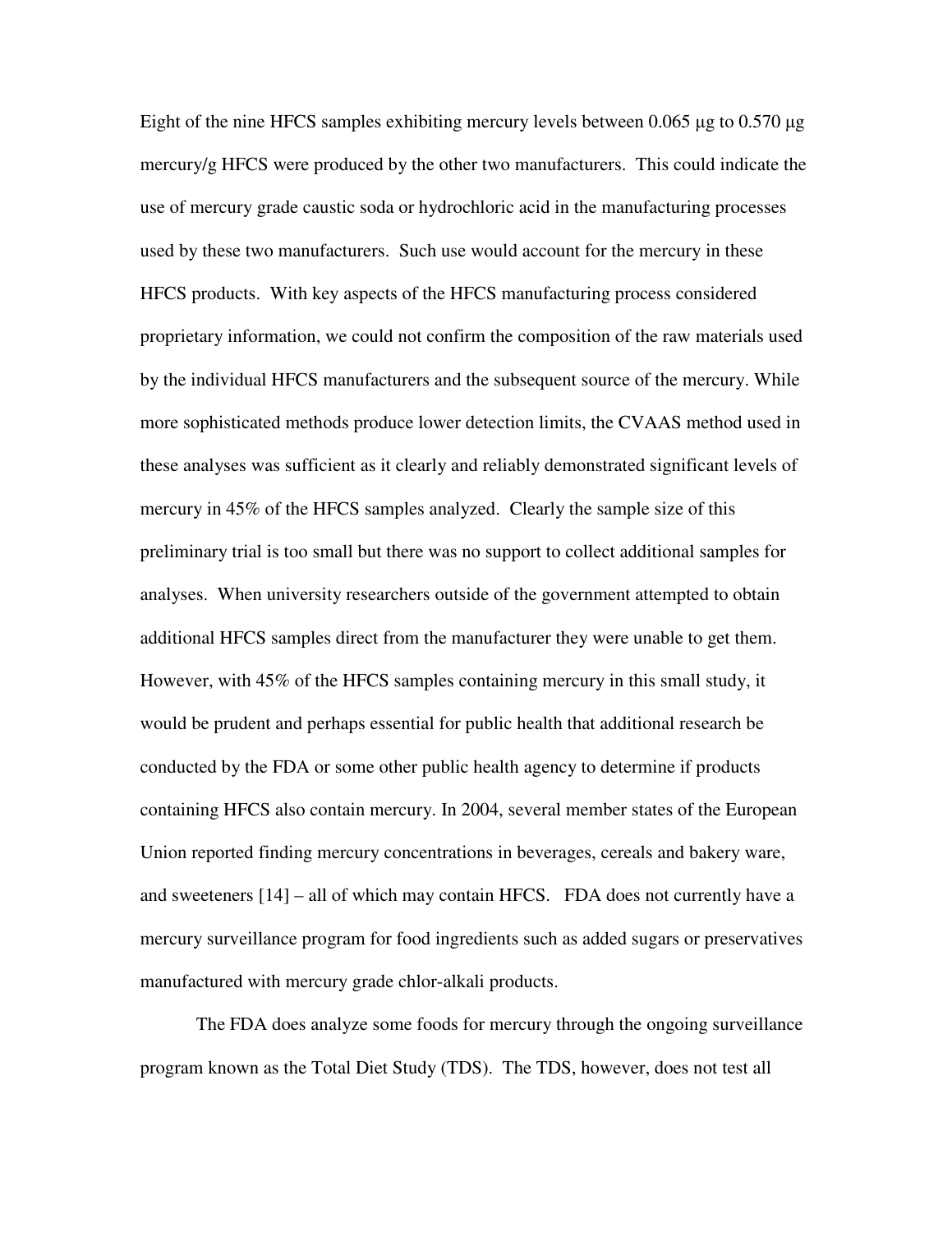Eight of the nine HFCS samples exhibiting mercury levels between 0.065 μg to 0.570 μg mercury/g HFCS were produced by the other two manufacturers. This could indicate the use of mercury grade caustic soda or hydrochloric acid in the manufacturing processes used by these two manufacturers. Such use would account for the mercury in these HFCS products. With key aspects of the HFCS manufacturing process considered proprietary information, we could not confirm the composition of the raw materials used by the individual HFCS manufacturers and the subsequent source of the mercury. While more sophisticated methods produce lower detection limits, the CVAAS method used in these analyses was sufficient as it clearly and reliably demonstrated significant levels of mercury in 45% of the HFCS samples analyzed. Clearly the sample size of this preliminary trial is too small but there was no support to collect additional samples for analyses. When university researchers outside of the government attempted to obtain additional HFCS samples direct from the manufacturer they were unable to get them. However, with 45% of the HFCS samples containing mercury in this small study, it would be prudent and perhaps essential for public health that additional research be conducted by the FDA or some other public health agency to determine if products containing HFCS also contain mercury. In 2004, several member states of the European Union reported finding mercury concentrations in beverages, cereals and bakery ware, and sweeteners [14] – all of which may contain HFCS. FDA does not currently have a mercury surveillance program for food ingredients such as added sugars or preservatives manufactured with mercury grade chlor-alkali products.

The FDA does analyze some foods for mercury through the ongoing surveillance program known as the Total Diet Study (TDS). The TDS, however, does not test all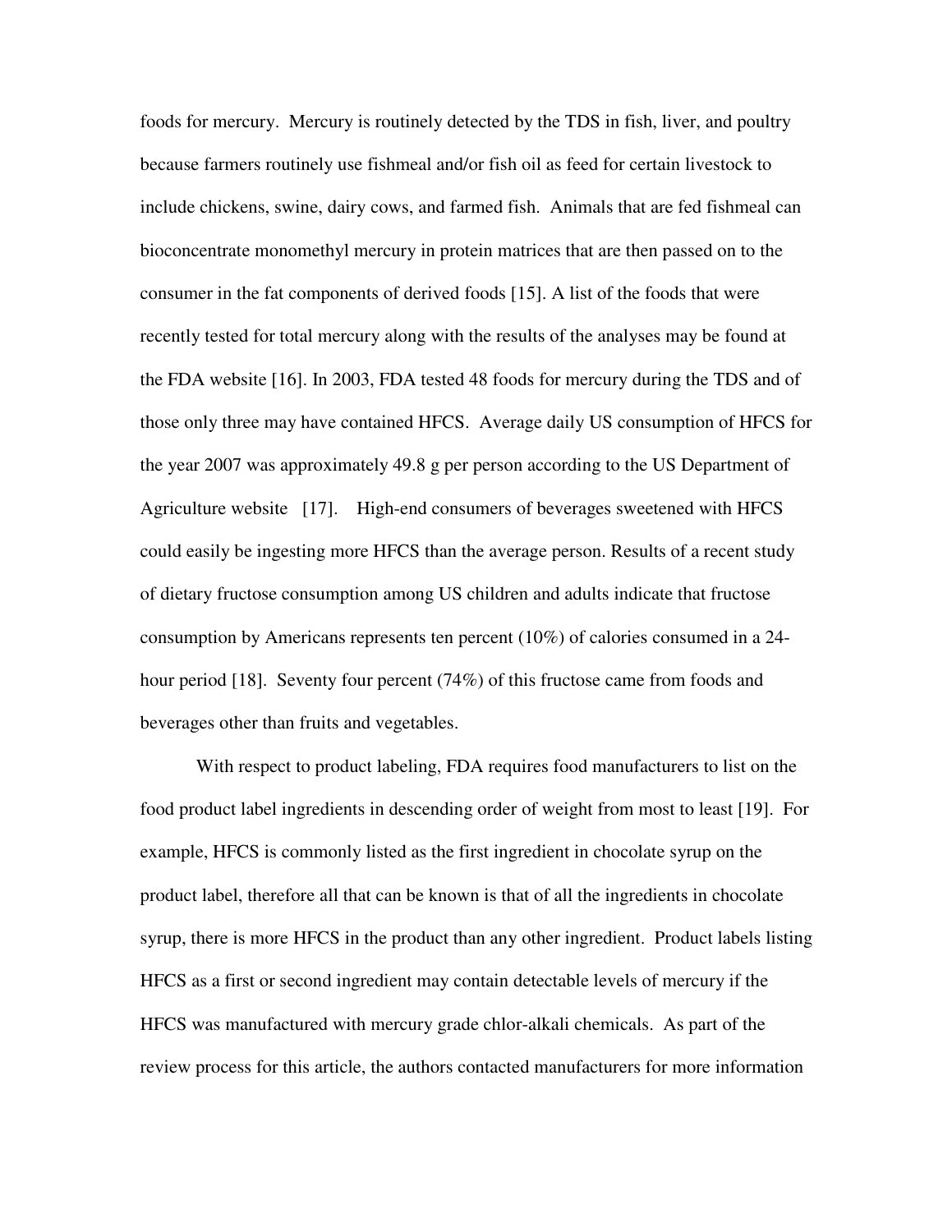foods for mercury. Mercury is routinely detected by the TDS in fish, liver, and poultry because farmers routinely use fishmeal and/or fish oil as feed for certain livestock to include chickens, swine, dairy cows, and farmed fish. Animals that are fed fishmeal can bioconcentrate monomethyl mercury in protein matrices that are then passed on to the consumer in the fat components of derived foods [15]. A list of the foods that were recently tested for total mercury along with the results of the analyses may be found at the FDA website [16]. In 2003, FDA tested 48 foods for mercury during the TDS and of those only three may have contained HFCS. Average daily US consumption of HFCS for the year 2007 was approximately 49.8 g per person according to the US Department of Agriculture website [17]. High-end consumers of beverages sweetened with HFCS could easily be ingesting more HFCS than the average person. Results of a recent study of dietary fructose consumption among US children and adults indicate that fructose consumption by Americans represents ten percent (10%) of calories consumed in a 24-hour period [18]. Seventy four percent (74%) of this fructose came from foods and beverages other than fruits and vegetables.

With respect to product labeling, FDA requires food manufacturers to list on the food product label ingredients in descending order of weight from most to least [19]. For example, HFCS is commonly listed as the first ingredient in chocolate syrup on the product label, therefore all that can be known is that of all the ingredients in chocolate syrup, there is more HFCS in the product than any other ingredient. Product labels listing HFCS as a first or second ingredient may contain detectable levels of mercury if the HFCS was manufactured with mercury grade chlor-alkali chemicals. As part of the review process for this article, the authors contacted manufacturers for more information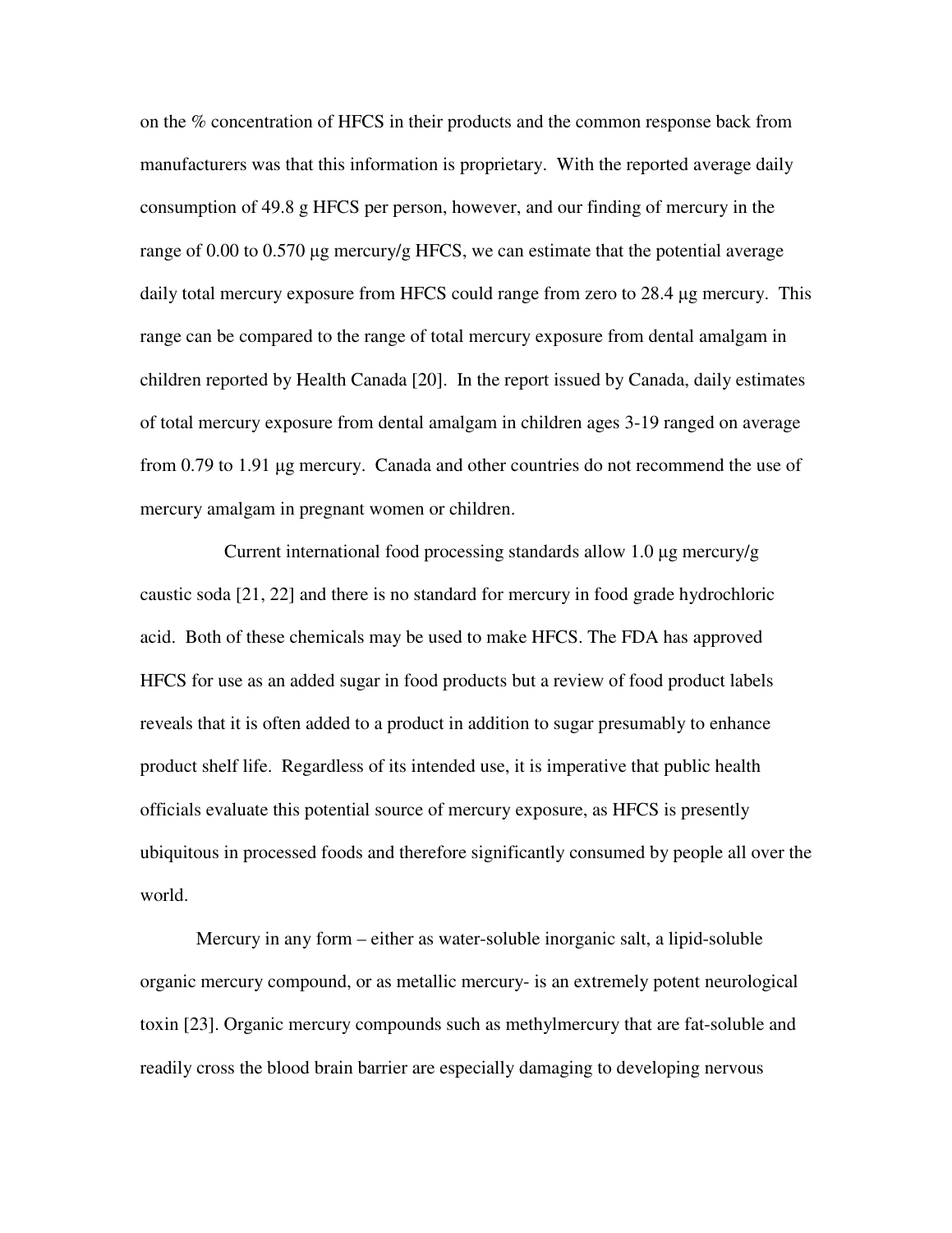on the % concentration of HFCS in their products and the common response back from manufacturers was that this information is proprietary. With the reported average daily consumption of 49.8 g HFCS per person, however, and our finding of mercury in the range of 0.00 to 0.570 μg mercury/g HFCS, we can estimate that the potential average daily total mercury exposure from HFCS could range from zero to 28.4 μg mercury. This range can be compared to the range of total mercury exposure from dental amalgam in children reported by Health Canada [20]. In the report issued by Canada, daily estimates of total mercury exposure from dental amalgam in children ages 3-19 ranged on average from 0.79 to 1.91 μg mercury. Canada and other countries do not recommend the use of mercury amalgam in pregnant women or children.

Current international food processing standards allow 1.0 μg mercury/g caustic soda [21, 22] and there is no standard for mercury in food grade hydrochloric acid. Both of these chemicals may be used to make HFCS. The FDA has approved HFCS for use as an added sugar in food products but a review of food product labels reveals that it is often added to a product in addition to sugar presumably to enhance product shelf life. Regardless of its intended use, it is imperative that public health officials evaluate this potential source of mercury exposure, as HFCS is presently ubiquitous in processed foods and therefore significantly consumed by people all over the world.

Mercury in any form – either as water-soluble inorganic salt, a lipid-soluble organic mercury compound, or as metallic mercury- is an extremely potent neurological toxin [23]. Organic mercury compounds such as methylmercury that are fat-soluble and readily cross the blood brain barrier are especially damaging to developing nervous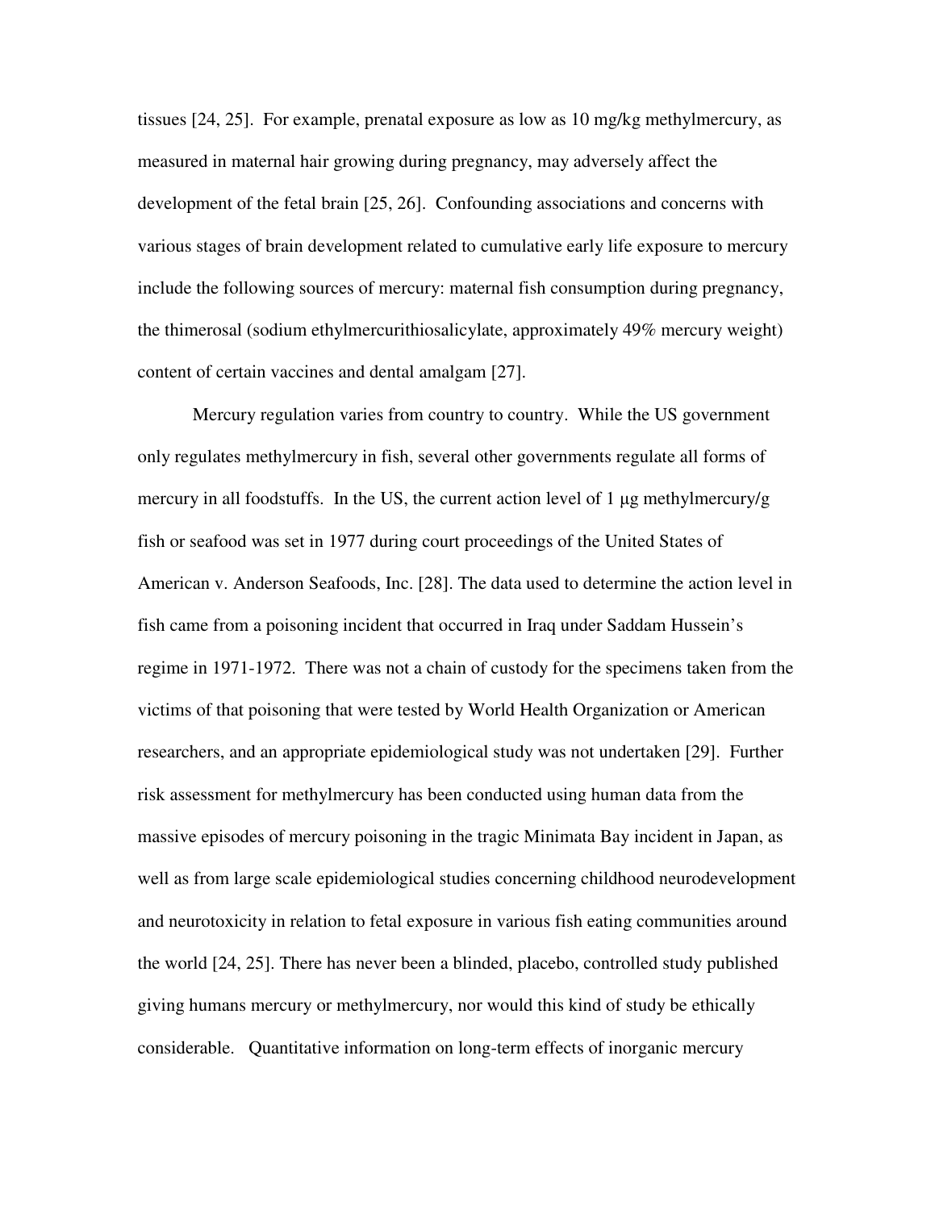tissues [24, 25]. For example, prenatal exposure as low as 10 mg/kg methylmercury, as measured in maternal hair growing during pregnancy, may adversely affect the development of the fetal brain [25, 26]. Confounding associations and concerns with various stages of brain development related to cumulative early life exposure to mercury include the following sources of mercury: maternal fish consumption during pregnancy, the thimerosal (sodium ethylmercurithiosalicylate, approximately 49% mercury weight) content of certain vaccines and dental amalgam [27].

Mercury regulation varies from country to country. While the US government only regulates methylmercury in fish, several other governments regulate all forms of mercury in all foodstuffs. In the US, the current action level of 1 μg methylmercury/g fish or seafood was set in 1977 during court proceedings of the United States of American v. Anderson Seafoods, Inc. [28]. The data used to determine the action level in fish came from a poisoning incident that occurred in Iraq under Saddam Hussein's regime in 1971-1972. There was not a chain of custody for the specimens taken from the victims of that poisoning that were tested by World Health Organization or American researchers, and an appropriate epidemiological study was not undertaken [29]. Further risk assessment for methylmercury has been conducted using human data from the massive episodes of mercury poisoning in the tragic Minimata Bay incident in Japan, as well as from large scale epidemiological studies concerning childhood neurodevelopment and neurotoxicity in relation to fetal exposure in various fish eating communities around the world [24, 25]. There has never been a blinded, placebo, controlled study published giving humans mercury or methylmercury, nor would this kind of study be ethically considerable. Quantitative information on long-term effects of inorganic mercury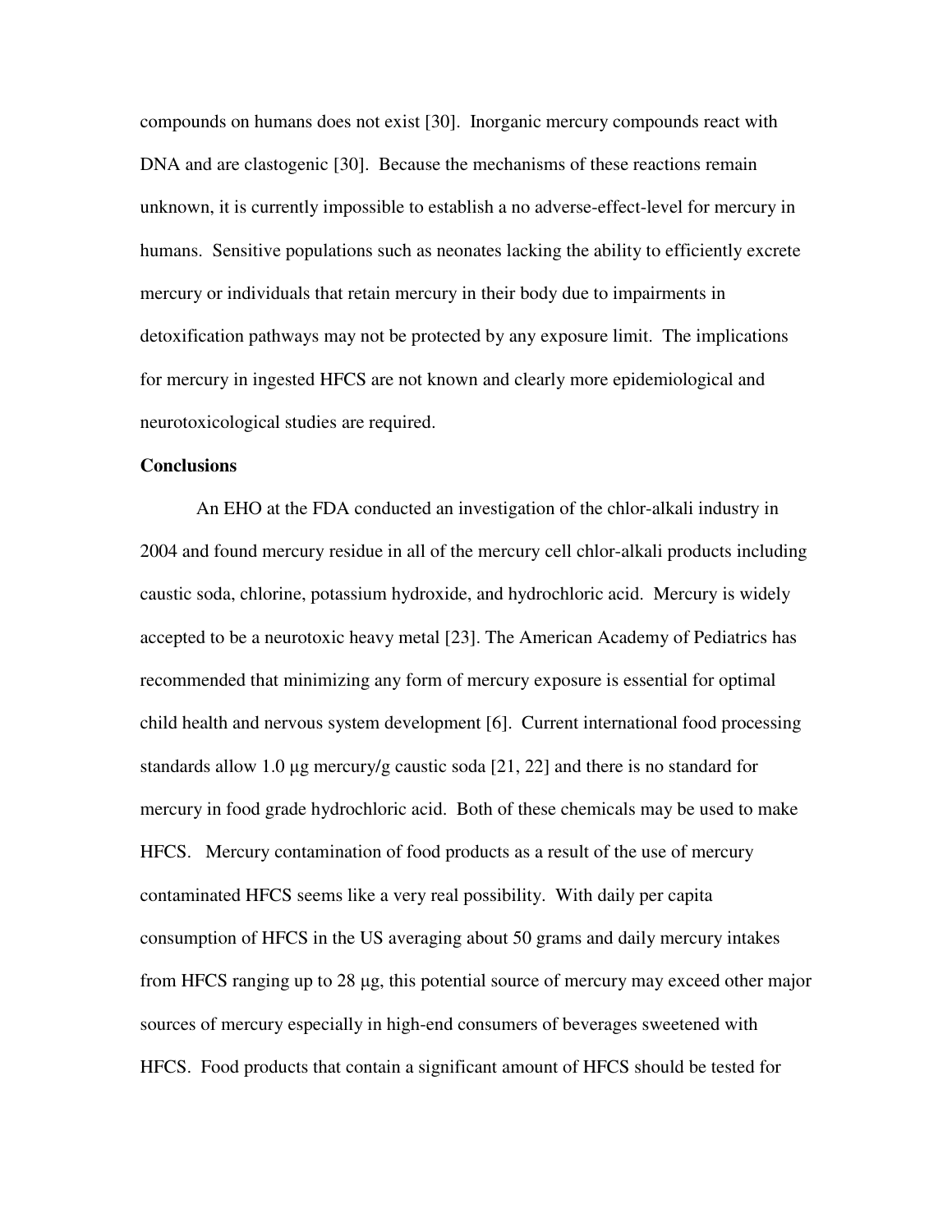compounds on humans does not exist [30]. Inorganic mercury compounds react with DNA and are clastogenic [30]. Because the mechanisms of these reactions remain unknown, it is currently impossible to establish a no adverse-effect-level for mercury in humans. Sensitive populations such as neonates lacking the ability to efficiently excrete mercury or individuals that retain mercury in their body due to impairments in detoxification pathways may not be protected by any exposure limit. The implications for mercury in ingested HFCS are not known and clearly more epidemiological and neurotoxicological studies are required.

**Conclusions**

An EHO at the FDA conducted an investigation of the chlor-alkali industry in 2004 and found mercury residue in all of the mercury cell chlor-alkali products including caustic soda, chlorine, potassium hydroxide, and hydrochloric acid. Mercury is widely accepted to be a neurotoxic heavy metal [23]. The American Academy of Pediatrics has recommended that minimizing any form of mercury exposure is essential for optimal child health and nervous system development [6]. Current international food processing standards allow 1.0 μg mercury/g caustic soda [21, 22] and there is no standard for mercury in food grade hydrochloric acid. Both of these chemicals may be used to make HFCS. Mercury contamination of food products as a result of the use of mercury contaminated HFCS seems like a very real possibility. With daily per capita consumption of HFCS in the US averaging about 50 grams and daily mercury intakes from HFCS ranging up to 28 μg, this potential source of mercury may exceed other major sources of mercury especially in high-end consumers of beverages sweetened with HFCS. Food products that contain a significant amount of HFCS should be tested for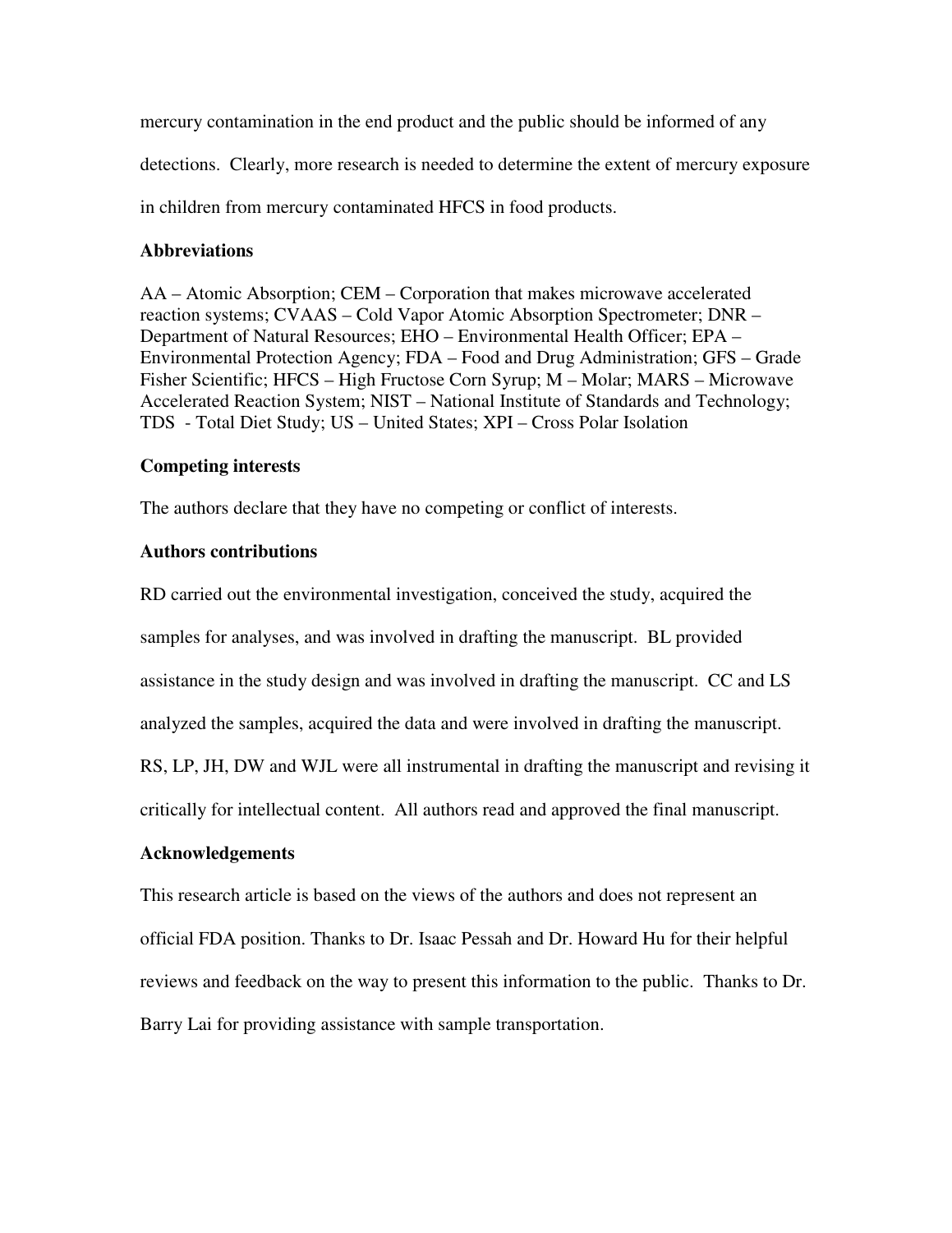mercury contamination in the end product and the public should be informed of any detections. Clearly, more research is needed to determine the extent of mercury exposure in children from mercury contaminated HFCS in food products.

### Abbreviations

AA – Atomic Absorption; CEM – Corporation that makes microwave accelerated reaction systems; CVAAS – Cold Vapor Atomic Absorption Spectrometer; DNR – Department of Natural Resources; EHO – Environmental Health Officer; EPA – Environmental Protection Agency; FDA – Food and Drug Administration; GFS – Grade Fisher Scientific; HFCS – High Fructose Corn Syrup; M – Molar; MARS – Microwave Accelerated Reaction System; NIST – National Institute of Standards and Technology; TDS - Total Diet Study; US – United States; XPI – Cross Polar Isolation

### Competing interests

The authors declare that they have no competing or conflict of interests.

### Authors contributions

RD carried out the environmental investigation, conceived the study, acquired the samples for analyses, and was involved in drafting the manuscript. BL provided assistance in the study design and was involved in drafting the manuscript. CC and LS analyzed the samples, acquired the data and were involved in drafting the manuscript. RS, LP, JH, DW and WJL were all instrumental in drafting the manuscript and revising it critically for intellectual content. All authors read and approved the final manuscript.

### Acknowledgements

This research article is based on the views of the authors and does not represent an official FDA position. Thanks to Dr. Isaac Pessah and Dr. Howard Hu for their helpful reviews and feedback on the way to present this information to the public. Thanks to Dr. Barry Lai for providing assistance with sample transportation.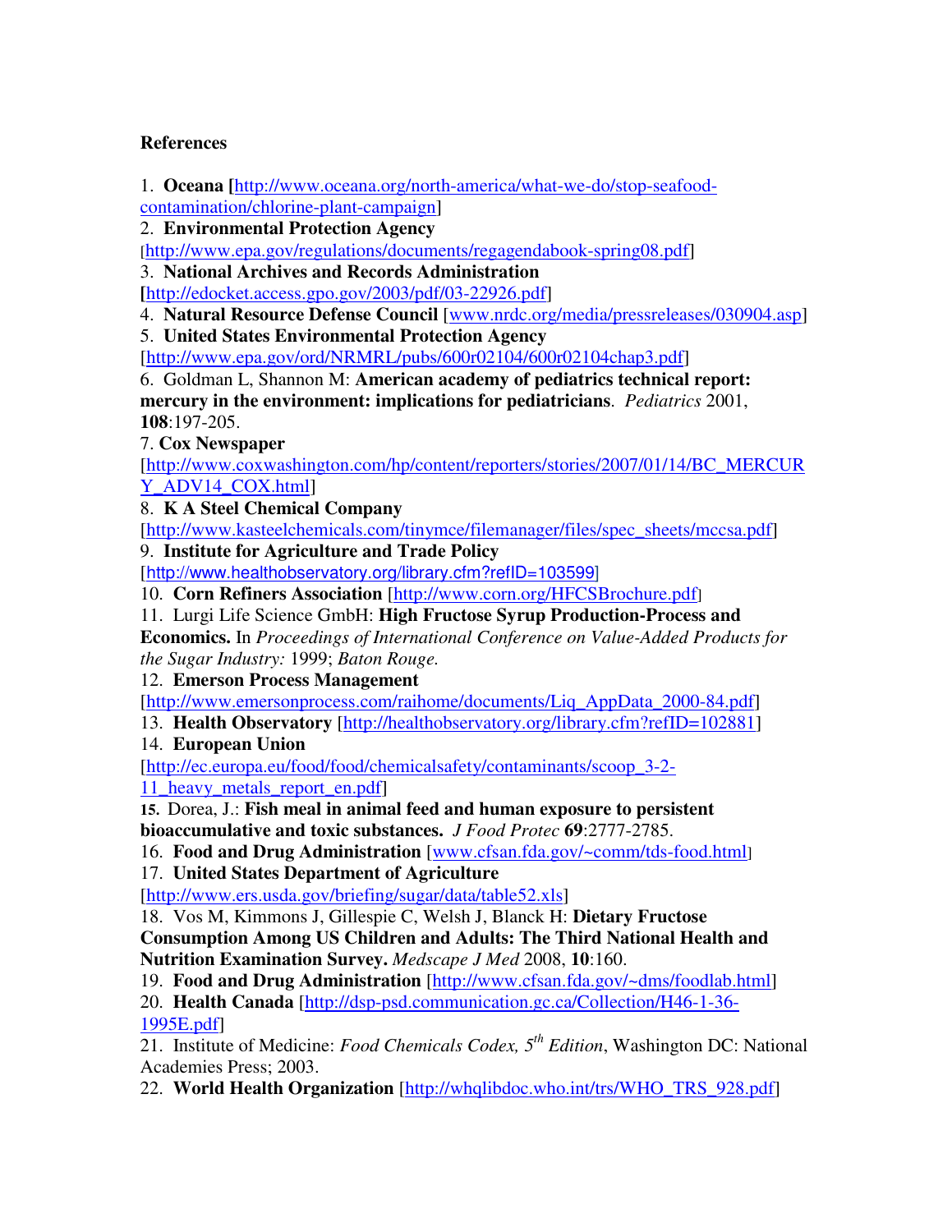**References**

1. **Oceana [**http://www.oceana.org/north-america/what-we-do/stop-seafood-contamination/chlorine-plant-campaign]
2. **Environmental Protection Agency** [http://www.epa.gov/regulations/documents/regagendabook-spring08.pdf]
3. **National Archives and Records Administration** **[**http://edocket.access.gpo.gov/2003/pdf/03-22926.pdf]
4. **Natural Resource Defense Council** [www.nrdc.org/media/pressreleases/030904.asp]
5. **United States Environmental Protection Agency** [http://www.epa.gov/ord/NRMRL/pubs/600r02104/600r02104chap3.pdf]
6. Goldman L, Shannon M: **American academy of pediatrics technical report: mercury in the environment: implications for pediatricians**. *Pediatrics* 2001, **108**:197-205.
7. **Cox Newspaper** [http://www.coxwashington.com/hp/content/reporters/stories/2007/01/14/BC_MERCURY_ADV14_COX.html]
8. **K A Steel Chemical Company** [http://www.kasteelchemicals.com/tinymce/filemanager/files/spec_sheets/mccsa.pdf]
9. **Institute for Agriculture and Trade Policy** [http://www.healthobservatory.org/library.cfm?refID=103599]
10. **Corn Refiners Association** [http://www.corn.org/HFCSBrochure.pdf]
11. Lurgi Life Science GmbH: **High Fructose Syrup Production-Process and Economics.** In *Proceedings of International Conference on Value-Added Products for the Sugar Industry:* 1999; *Baton Rouge.*
12. **Emerson Process Management** [http://www.emersonprocess.com/raihome/documents/Liq_AppData_2000-84.pdf]
13. **Health Observatory** [http://healthobservatory.org/library.cfm?refID=102881]
14. **European Union** [http://ec.europa.eu/food/food/chemicalsafety/contaminants/scoop_3-2-11_heavy_metals_report_en.pdf]
15. Dorea, J.: **Fish meal in animal feed and human exposure to persistent bioaccumulative and toxic substances.** *J Food Protec* **69**:2777-2785.
16. **Food and Drug Administration** [www.cfsan.fda.gov/~comm/tds-food.html]
17. **United States Department of Agriculture** [http://www.ers.usda.gov/briefing/sugar/data/table52.xls]
18. Vos M, Kimmons J, Gillespie C, Welsh J, Blanck H: **Dietary Fructose Consumption Among US Children and Adults: The Third National Health and Nutrition Examination Survey.** *Medscape J Med* 2008, **10**:160.
19. **Food and Drug Administration** [http://www.cfsan.fda.gov/~dms/foodlab.html]
20. **Health Canada** [http://dsp-psd.communication.gc.ca/Collection/H46-1-36-1995E.pdf]
21. Institute of Medicine: *Food Chemicals Codex, 5th Edition*, Washington DC: National Academies Press; 2003.
22. **World Health Organization** [http://whqlibdoc.who.int/trs/WHO_TRS_928.pdf]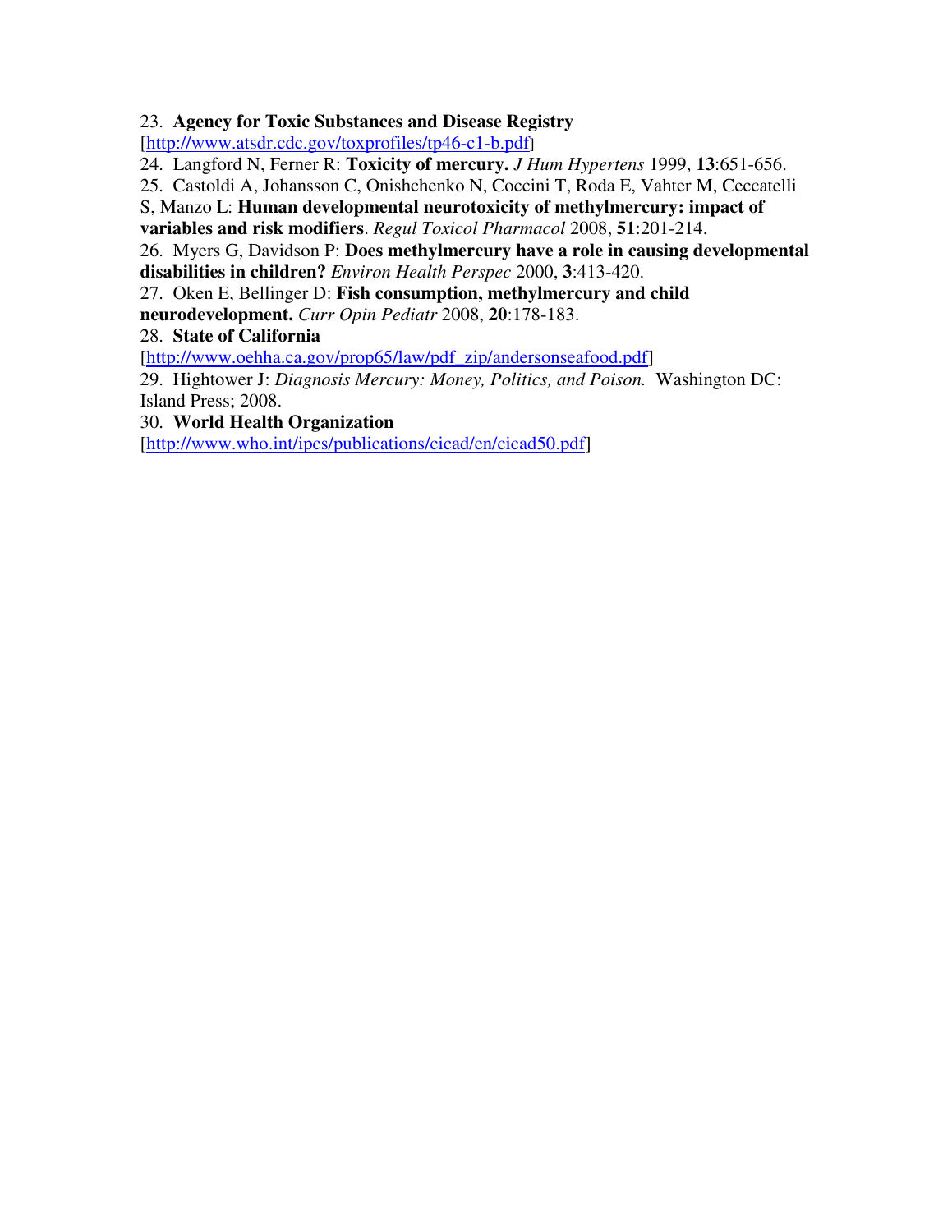23. **Agency for Toxic Substances and Disease Registry** [http://www.atsdr.cdc.gov/toxprofiles/tp46-c1-b.pdf]

24. Langford N, Ferner R: **Toxicity of mercury.** *J Hum Hypertens* 1999, **13**:651-656.

25. Castoldi A, Johansson C, Onishchenko N, Coccini T, Roda E, Vahter M, Ceccatelli S, Manzo L: **Human developmental neurotoxicity of methylmercury: impact of variables and risk modifiers**. *Regul Toxicol Pharmacol* 2008, **51**:201-214.

26. Myers G, Davidson P: **Does methylmercury have a role in causing developmental disabilities in children?** *Environ Health Perspec* 2000, **3**:413-420.

27. Oken E, Bellinger D: **Fish consumption, methylmercury and child neurodevelopment.** *Curr Opin Pediatr* 2008, **20**:178-183.

28. **State of California** [http://www.oehha.ca.gov/prop65/law/pdf_zip/andersonseafood.pdf]

29. Hightower J: *Diagnosis Mercury: Money, Politics, and Poison.* Washington DC: Island Press; 2008.

30. **World Health Organization** [http://www.who.int/ipcs/publications/cicad/en/cicad50.pdf]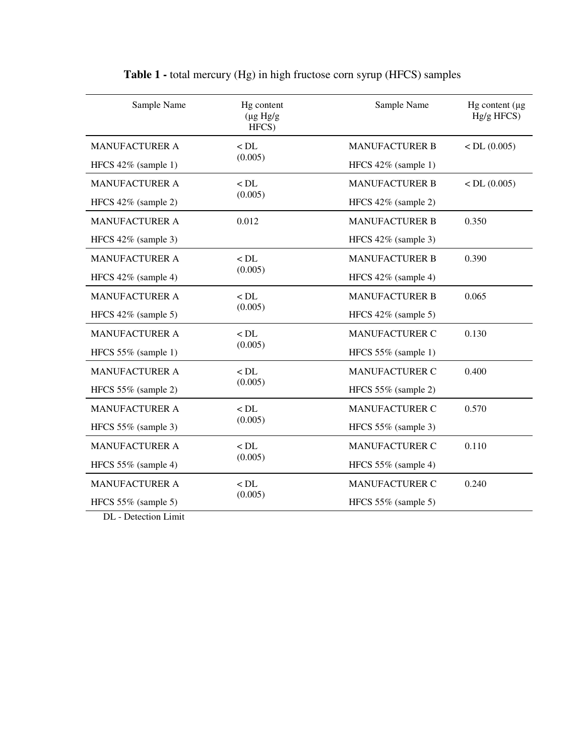**Table 1 -** total mercury (Hg) in high fructose corn syrup (HFCS) samples

| Sample Name | Hg content (µg Hg/g HFCS) | Sample Name | Hg content (µg Hg/g HFCS) |
|---|---|---|---|
| MANUFACTURER A HFCS 42% (sample 1) | < DL (0.005) | MANUFACTURER B HFCS 42% (sample 1) | < DL (0.005) |
| MANUFACTURER A HFCS 42% (sample 2) | < DL (0.005) | MANUFACTURER B HFCS 42% (sample 2) | < DL (0.005) |
| MANUFACTURER A HFCS 42% (sample 3) | 0.012 | MANUFACTURER B HFCS 42% (sample 3) | 0.350 |
| MANUFACTURER A HFCS 42% (sample 4) | < DL (0.005) | MANUFACTURER B HFCS 42% (sample 4) | 0.390 |
| MANUFACTURER A HFCS 42% (sample 5) | < DL (0.005) | MANUFACTURER B HFCS 42% (sample 5) | 0.065 |
| MANUFACTURER A HFCS 55% (sample 1) | < DL (0.005) | MANUFACTURER C HFCS 55% (sample 1) | 0.130 |
| MANUFACTURER A HFCS 55% (sample 2) | < DL (0.005) | MANUFACTURER C HFCS 55% (sample 2) | 0.400 |
| MANUFACTURER A HFCS 55% (sample 3) | < DL (0.005) | MANUFACTURER C HFCS 55% (sample 3) | 0.570 |
| MANUFACTURER A HFCS 55% (sample 4) | < DL (0.005) | MANUFACTURER C HFCS 55% (sample 4) | 0.110 |
| MANUFACTURER A HFCS 55% (sample 5) | < DL (0.005) | MANUFACTURER C HFCS 55% (sample 5) | 0.240 |

DL - Detection Limit